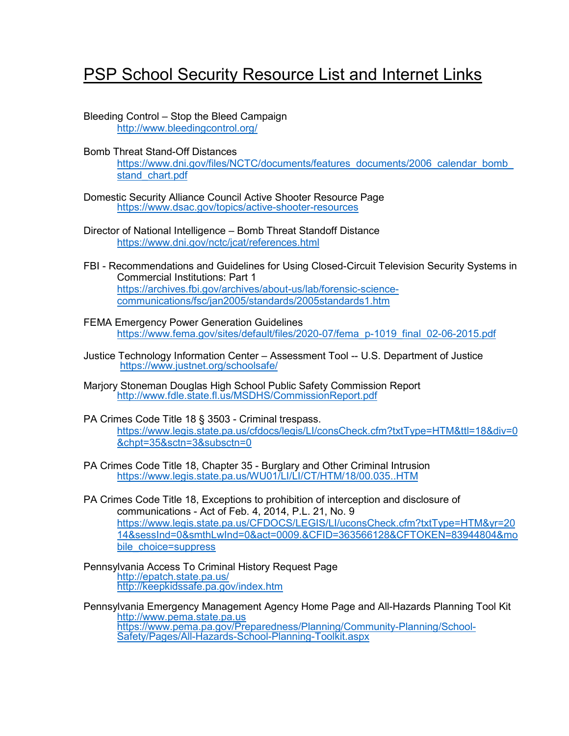# PSP School Security Resource List and Internet Links

Bleeding Control – Stop the Bleed Campaign
http://www.bleedingcontrol.org/

Bomb Threat Stand-Off Distances
https://www.dni.gov/files/NCTC/documents/features_documents/2006_calendar_bomb_stand_chart.pdf

Domestic Security Alliance Council Active Shooter Resource Page
https://www.dsac.gov/topics/active-shooter-resources

Director of National Intelligence – Bomb Threat Standoff Distance
https://www.dni.gov/nctc/jcat/references.html

FBI - Recommendations and Guidelines for Using Closed-Circuit Television Security Systems in Commercial Institutions: Part 1
https://archives.fbi.gov/archives/about-us/lab/forensic-science-communications/fsc/jan2005/standards/2005standards1.htm

FEMA Emergency Power Generation Guidelines
https://www.fema.gov/sites/default/files/2020-07/fema_p-1019_final_02-06-2015.pdf

Justice Technology Information Center – Assessment Tool -- U.S. Department of Justice
https://www.justnet.org/schoolsafe/

Marjory Stoneman Douglas High School Public Safety Commission Report
http://www.fdle.state.fl.us/MSDHS/CommissionReport.pdf

PA Crimes Code Title 18 § 3503 - Criminal trespass.
https://www.legis.state.pa.us/cfdocs/legis/LI/consCheck.cfm?txtType=HTM&ttl=18&div=0&chpt=35&sctn=3&subsctn=0

PA Crimes Code Title 18, Chapter 35 - Burglary and Other Criminal Intrusion
https://www.legis.state.pa.us/WU01/LI/LI/CT/HTM/18/00.035..HTM

PA Crimes Code Title 18, Exceptions to prohibition of interception and disclosure of communications - Act of Feb. 4, 2014, P.L. 21, No. 9
https://www.legis.state.pa.us/CFDOCS/LEGIS/LI/uconsCheck.cfm?txtType=HTM&yr=2014&sessInd=0&smthLwInd=0&act=0009.&CFID=363566128&CFTOKEN=83944804&mobile_choice=suppress

Pennsylvania Access To Criminal History Request Page
http://epatch.state.pa.us/
http://keepkidssafe.pa.gov/index.htm

Pennsylvania Emergency Management Agency Home Page and All-Hazards Planning Tool Kit
http://www.pema.state.pa.us
https://www.pema.pa.gov/Preparedness/Planning/Community-Planning/School-Safety/Pages/All-Hazards-School-Planning-Toolkit.aspx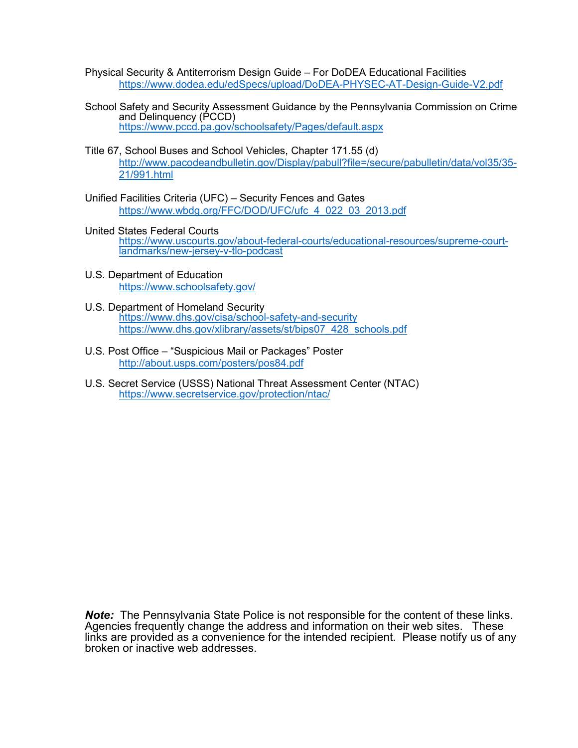Physical Security & Antiterrorism Design Guide – For DoDEA Educational Facilities
https://www.dodea.edu/edSpecs/upload/DoDEA-PHYSEC-AT-Design-Guide-V2.pdf

School Safety and Security Assessment Guidance by the Pennsylvania Commission on Crime and Delinquency (PCCD)
https://www.pccd.pa.gov/schoolsafety/Pages/default.aspx

Title 67, School Buses and School Vehicles, Chapter 171.55 (d)
http://www.pacodeandbulletin.gov/Display/pabull?file=/secure/pabulletin/data/vol35/35-21/991.html

Unified Facilities Criteria (UFC) – Security Fences and Gates
https://www.wbdg.org/FFC/DOD/UFC/ufc_4_022_03_2013.pdf

United States Federal Courts
https://www.uscourts.gov/about-federal-courts/educational-resources/supreme-court-landmarks/new-jersey-v-tlo-podcast

U.S. Department of Education
https://www.schoolsafety.gov/

U.S. Department of Homeland Security
https://www.dhs.gov/cisa/school-safety-and-security
https://www.dhs.gov/xlibrary/assets/st/bips07_428_schools.pdf

U.S. Post Office – "Suspicious Mail or Packages" Poster
http://about.usps.com/posters/pos84.pdf

U.S. Secret Service (USSS) National Threat Assessment Center (NTAC)
https://www.secretservice.gov/protection/ntac/

***Note:*** The Pennsylvania State Police is not responsible for the content of these links. Agencies frequently change the address and information on their web sites. These links are provided as a convenience for the intended recipient. Please notify us of any broken or inactive web addresses.